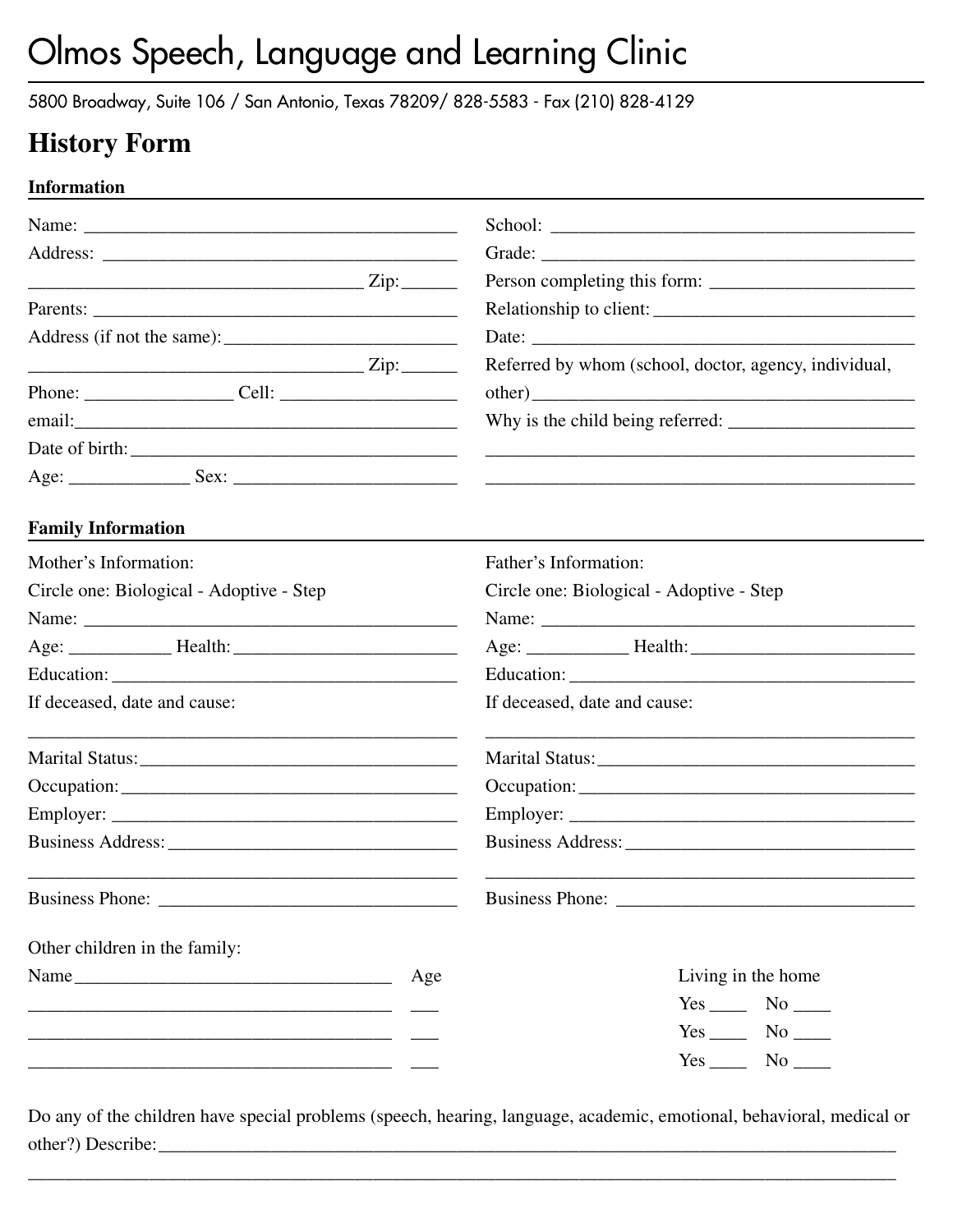# Olmos Speech, Language and Learning Clinic

5800 Broadway, Suite 106 / San Antonio, Texas 78209/ 828-5583 - Fax (210) 828-4129

## History Form

### Information

Name: _______________________________________

Address: _____________________________________

_________________________________ Zip:______

Parents: _____________________________________

Address (if not the same):________________________

_________________________________ Zip:______

Phone: _______________ Cell: _________________

email:________________________________________

Date of birth:__________________________________

Age: ____________ Sex: ______________________

School: _____________________________________

Grade: ______________________________________

Person completing this form: _____________________

Relationship to client: ___________________________

Date: _______________________________________

Referred by whom (school, doctor, agency, individual, other)_________________________________________

Why is the child being referred: __________________

______________________________________________

______________________________________________

### Family Information

Mother's Information:

Circle one: Biological - Adoptive - Step

Name: _______________________________________

Age: __________ Health:_______________________

Education: ____________________________________

If deceased, date and cause:

______________________________________________

Marital Status:_________________________________

Occupation:___________________________________

Employer: ____________________________________

Business Address:_______________________________

______________________________________________

Business Phone: ________________________________

Father's Information:

Circle one: Biological - Adoptive - Step

Name: _______________________________________

Age: __________ Health:_______________________

Education: ____________________________________

If deceased, date and cause:

______________________________________________

Marital Status:_________________________________

Occupation:___________________________________

Employer: ____________________________________

Business Address:_______________________________

______________________________________________

Business Phone: ________________________________

Other children in the family:

| Name | Age | Living in the home |
|---|---|---|
| ____________________________________ | ___ | Yes ____ No ____ |
| ____________________________________ | ___ | Yes ____ No ____ |
| ____________________________________ | ___ | Yes ____ No ____ |

Do any of the children have special problems (speech, hearing, language, academic, emotional, behavioral, medical or other?) Describe:_____________________________________________________________________

__________________________________________________________________________________________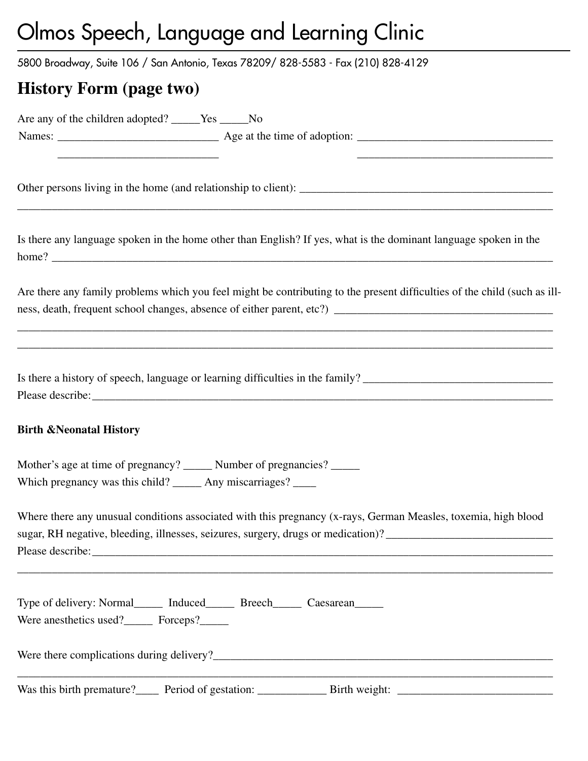# Olmos Speech, Language and Learning Clinic

5800 Broadway, Suite 106 / San Antonio, Texas 78209/ 828-5583 - Fax (210) 828-4129

## History Form (page two)

Are any of the children adopted? _____Yes _____No

Names: ___________________________ Age at the time of adoption: _________________________________

___________________________ _________________________________

Other persons living in the home (and relationship to client): ____________________________________________

______________________________________________________________________________________________

Is there any language spoken in the home other than English? If yes, what is the dominant language spoken in the home? ________________________________________________________________________________________

Are there any family problems which you feel might be contributing to the present difficulties of the child (such as illness, death, frequent school changes, absence of either parent, etc?) ____________________________________

______________________________________________________________________________________________

______________________________________________________________________________________________

Is there a history of speech, language or learning difficulties in the family? ________________________________

Please describe:_________________________________________________________________________________

### Birth &Neonatal History

Mother's age at time of pregnancy? _____ Number of pregnancies? _____

Which pregnancy was this child? _____ Any miscarriages? ____

Where there any unusual conditions associated with this pregnancy (x-rays, German Measles, toxemia, high blood sugar, RH negative, bleeding, illnesses, seizures, surgery, drugs or medication)? _____________________________

Please describe:_________________________________________________________________________________

______________________________________________________________________________________________

Type of delivery: Normal_____ Induced_____ Breech_____ Caesarean_____

Were anesthetics used?_____ Forceps?_____

Were there complications during delivery?___________________________________________________________

______________________________________________________________________________________________

Was this birth premature?____ Period of gestation: ____________ Birth weight: __________________________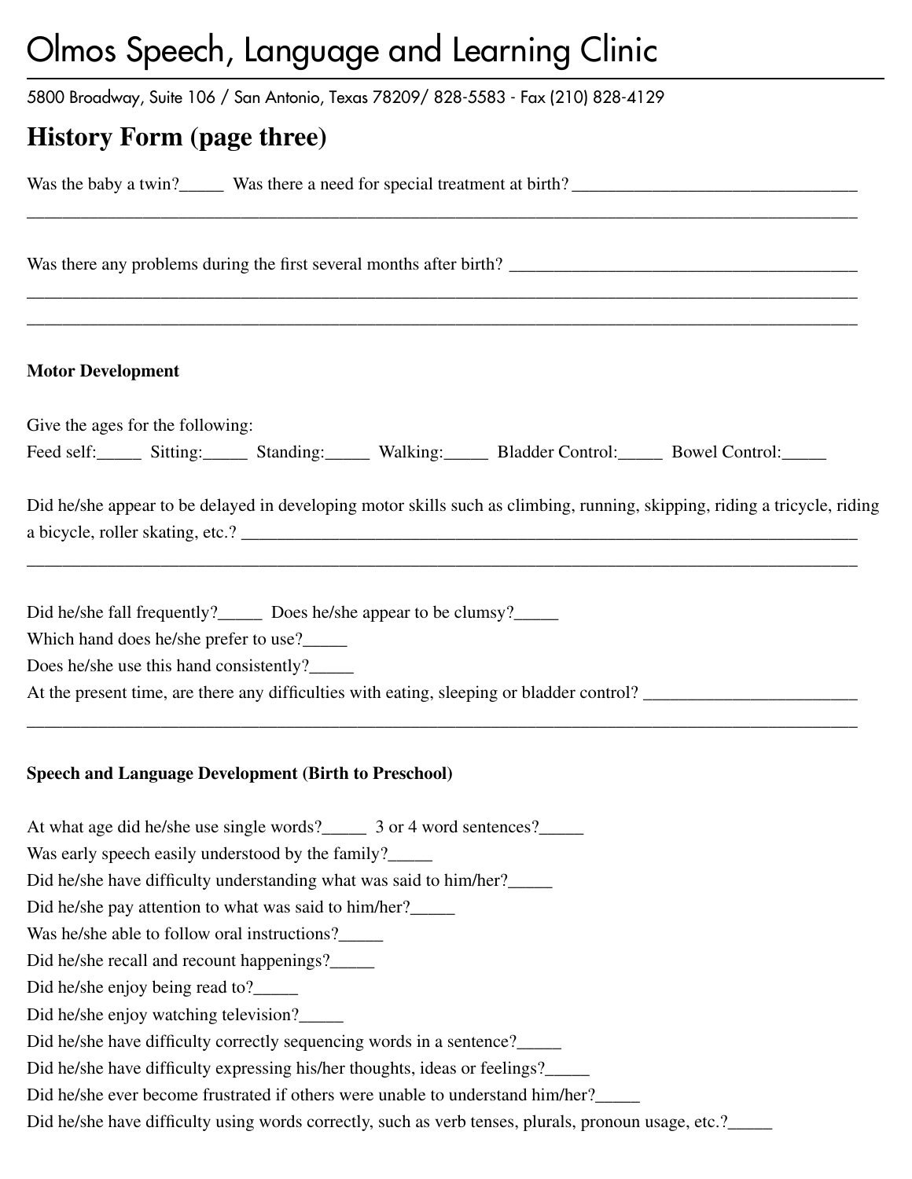# Olmos Speech, Language and Learning Clinic

5800 Broadway, Suite 106 / San Antonio, Texas 78209/ 828-5583 - Fax (210) 828-4129

## History Form (page three)

Was the baby a twin?_____ Was there a need for special treatment at birth?________________________________
______________________________________________________________________________________________

Was there any problems during the first several months after birth? _______________________________________
______________________________________________________________________________________________
______________________________________________________________________________________________

### Motor Development

Give the ages for the following:
Feed self:_____ Sitting:_____ Standing:_____ Walking:_____ Bladder Control:_____ Bowel Control:_____

Did he/she appear to be delayed in developing motor skills such as climbing, running, skipping, riding a tricycle, riding a bicycle, roller skating, etc.? _________________________________________________________________________
______________________________________________________________________________________________

Did he/she fall frequently?_____ Does he/she appear to be clumsy?_____
Which hand does he/she prefer to use?_____
Does he/she use this hand consistently?_____
At the present time, are there any difficulties with eating, sleeping or bladder control? ________________________
______________________________________________________________________________________________

### Speech and Language Development (Birth to Preschool)

At what age did he/she use single words?_____ 3 or 4 word sentences?_____
Was early speech easily understood by the family?_____
Did he/she have difficulty understanding what was said to him/her?_____
Did he/she pay attention to what was said to him/her?_____
Was he/she able to follow oral instructions?_____
Did he/she recall and recount happenings?_____
Did he/she enjoy being read to?_____
Did he/she enjoy watching television?_____
Did he/she have difficulty correctly sequencing words in a sentence?_____
Did he/she have difficulty expressing his/her thoughts, ideas or feelings?_____
Did he/she ever become frustrated if others were unable to understand him/her?_____
Did he/she have difficulty using words correctly, such as verb tenses, plurals, pronoun usage, etc.?_____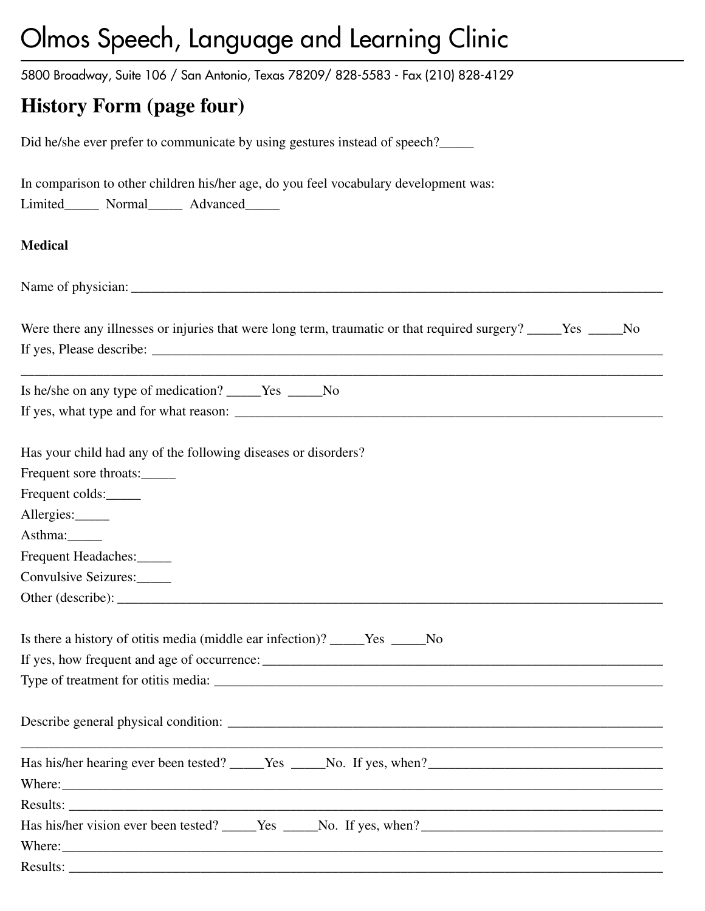# Olmos Speech, Language and Learning Clinic

5800 Broadway, Suite 106 / San Antonio, Texas 78209/ 828-5583 - Fax (210) 828-4129

## History Form (page four)

Did he/she ever prefer to communicate by using gestures instead of speech?_____

In comparison to other children his/her age, do you feel vocabulary development was:
Limited_____ Normal_____ Advanced_____

**Medical**

Name of physician: ______________________________________________________________________________

Were there any illnesses or injuries that were long term, traumatic or that required surgery? _____Yes _____No
If yes, Please describe: ______________________________________________________________________________
______________________________________________________________________________

Is he/she on any type of medication? _____Yes _____No
If yes, what type and for what reason: ______________________________________________________________

Has your child had any of the following diseases or disorders?
Frequent sore throats:_____
Frequent colds:_____
Allergies:_____
Asthma:_____
Frequent Headaches:_____
Convulsive Seizures:_____
Other (describe): ______________________________________________________________________________

Is there a history of otitis media (middle ear infection)? _____Yes _____No
If yes, how frequent and age of occurrence: ____________________________________________________________
Type of treatment for otitis media: _________________________________________________________________

Describe general physical condition: ________________________________________________________________
______________________________________________________________________________

Has his/her hearing ever been tested? _____Yes _____No. If yes, when?_________________________________
Where:______________________________________________________________________________
Results: ______________________________________________________________________________
Has his/her vision ever been tested? _____Yes _____No. If yes, when?__________________________________
Where:______________________________________________________________________________
Results: ______________________________________________________________________________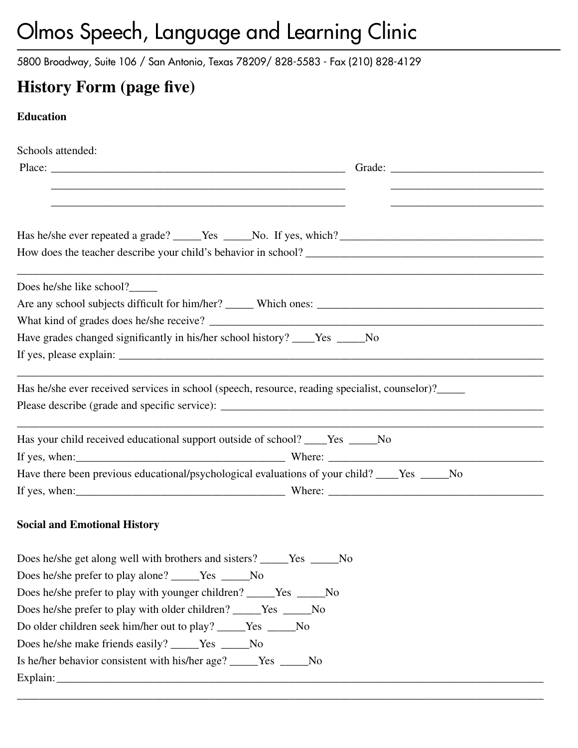# Olmos Speech, Language and Learning Clinic

5800 Broadway, Suite 106 / San Antonio, Texas 78209/ 828-5583 - Fax (210) 828-4129

## History Form (page five)

### Education

Schools attended:

Place: ______________________________________________________ Grade: ____________________________

______________________________________________________ ____________________________

______________________________________________________ ____________________________

Has he/she ever repeated a grade? _____Yes _____No. If yes, which? ____________________________________

How does the teacher describe your child's behavior in school? __________________________________________

____________________________________________________________________________________________

Does he/she like school?_____

Are any school subjects difficult for him/her? _____ Which ones: _________________________________________

What kind of grades does he/she receive? __________________________________________________________

Have grades changed significantly in his/her school history? ____Yes _____No

If yes, please explain: __________________________________________________________________________

____________________________________________________________________________________________

Has he/she ever received services in school (speech, resource, reading specialist, counselor)?_____

Please describe (grade and specific service): _________________________________________________________

____________________________________________________________________________________________

Has your child received educational support outside of school? ____Yes _____No

If yes, when:_____________________________________ Where: ______________________________________

Have there been previous educational/psychological evaluations of your child? ____Yes _____No

If yes, when:_____________________________________ Where: ______________________________________

### Social and Emotional History

Does he/she get along well with brothers and sisters? _____Yes _____No

Does he/she prefer to play alone? _____Yes _____No

Does he/she prefer to play with younger children? _____Yes _____No

Does he/she prefer to play with older children? _____Yes _____No

Do older children seek him/her out to play? _____Yes _____No

Does he/she make friends easily? _____Yes _____No

Is he/her behavior consistent with his/her age? _____Yes _____No

Explain:_____________________________________________________________________________________

____________________________________________________________________________________________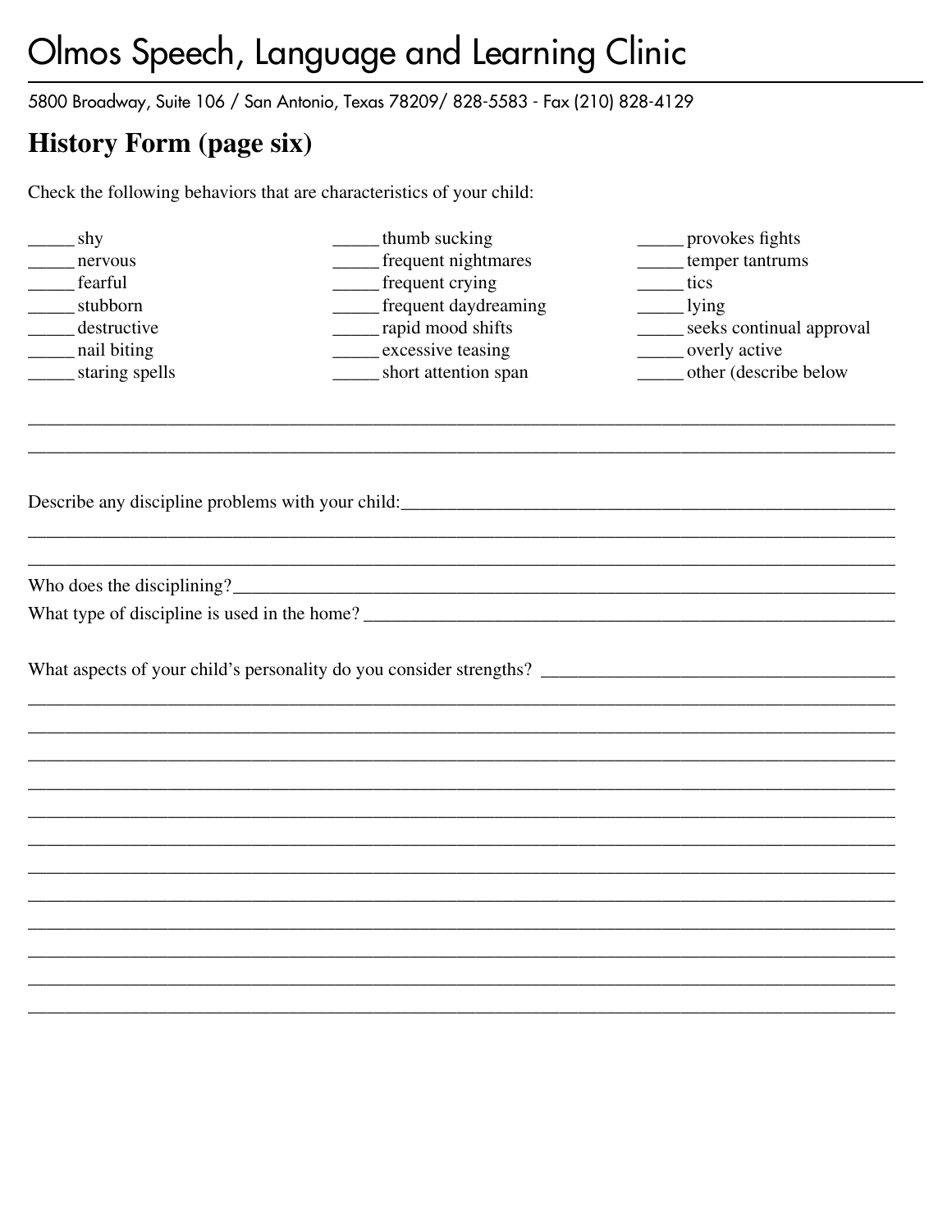# Olmos Speech, Language and Learning Clinic

5800 Broadway, Suite 106 / San Antonio, Texas 78209/ 828-5583 - Fax (210) 828-4129

## History Form (page six)

Check the following behaviors that are characteristics of your child:

_____ shy
_____ nervous
_____ fearful
_____ stubborn
_____ destructive
_____ nail biting
_____ staring spells
_____ thumb sucking
_____ frequent nightmares
_____ frequent crying
_____ frequent daydreaming
_____ rapid mood shifts
_____ excessive teasing
_____ short attention span
_____ provokes fights
_____ temper tantrums
_____ tics
_____ lying
_____ seeks continual approval
_____ overly active
_____ other (describe below

______________________________________________________________________________
______________________________________________________________________________

Describe any discipline problems with your child:_______________________________________
______________________________________________________________________________
______________________________________________________________________________

Who does the disciplining?_____________________________________________________

What type of discipline is used in the home? _____________________________________

What aspects of your child's personality do you consider strengths? ____________________
______________________________________________________________________________
______________________________________________________________________________
______________________________________________________________________________
______________________________________________________________________________
______________________________________________________________________________
______________________________________________________________________________
______________________________________________________________________________
______________________________________________________________________________
______________________________________________________________________________
______________________________________________________________________________
______________________________________________________________________________
______________________________________________________________________________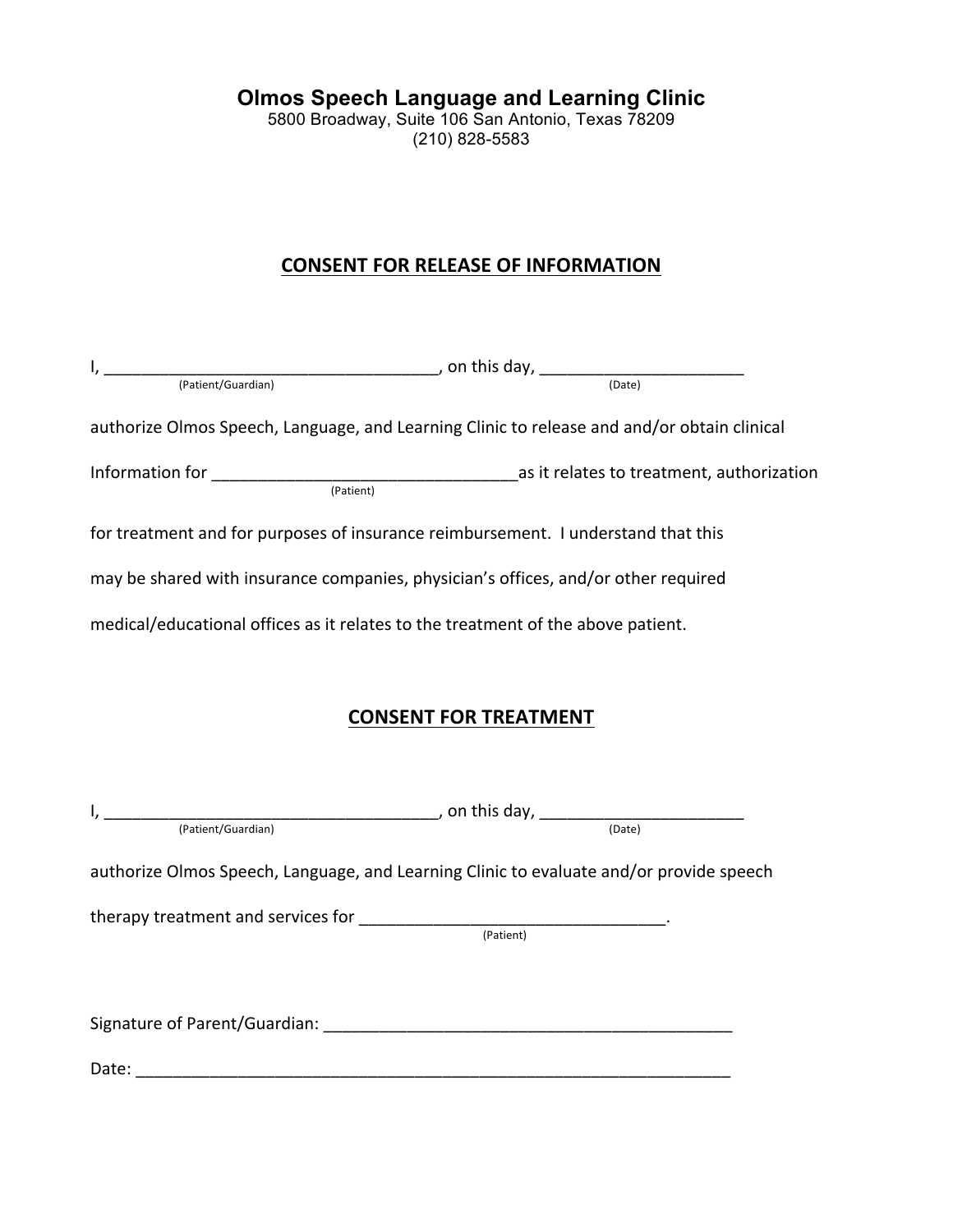# Olmos Speech Language and Learning Clinic

5800 Broadway, Suite 106 San Antonio, Texas 78209
(210) 828-5583

## CONSENT FOR RELEASE OF INFORMATION

I, ____________________________________, on this day, ______________________
(Patient/Guardian) (Date)

authorize Olmos Speech, Language, and Learning Clinic to release and and/or obtain clinical

Information for ________________________________as it relates to treatment, authorization
(Patient)

for treatment and for purposes of insurance reimbursement. I understand that this

may be shared with insurance companies, physician's offices, and/or other required

medical/educational offices as it relates to the treatment of the above patient.

## CONSENT FOR TREATMENT

I, ____________________________________, on this day, ______________________
(Patient/Guardian) (Date)

authorize Olmos Speech, Language, and Learning Clinic to evaluate and/or provide speech

therapy treatment and services for ________________________________.
(Patient)

Signature of Parent/Guardian: ____________________________________________

Date: _________________________________________________________________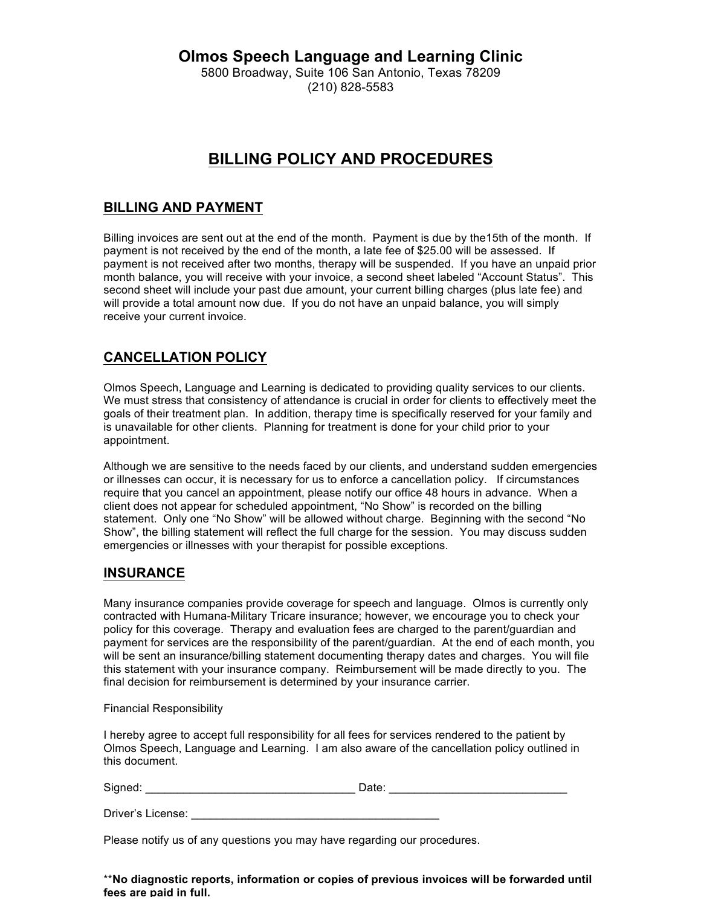**Olmos Speech Language and Learning Clinic**

5800 Broadway, Suite 106 San Antonio, Texas 78209

(210) 828-5583

# BILLING POLICY AND PROCEDURES

## BILLING AND PAYMENT

Billing invoices are sent out at the end of the month. Payment is due by the15th of the month. If payment is not received by the end of the month, a late fee of $25.00 will be assessed. If payment is not received after two months, therapy will be suspended. If you have an unpaid prior month balance, you will receive with your invoice, a second sheet labeled "Account Status". This second sheet will include your past due amount, your current billing charges (plus late fee) and will provide a total amount now due. If you do not have an unpaid balance, you will simply receive your current invoice.

## CANCELLATION POLICY

Olmos Speech, Language and Learning is dedicated to providing quality services to our clients. We must stress that consistency of attendance is crucial in order for clients to effectively meet the goals of their treatment plan. In addition, therapy time is specifically reserved for your family and is unavailable for other clients. Planning for treatment is done for your child prior to your appointment.

Although we are sensitive to the needs faced by our clients, and understand sudden emergencies or illnesses can occur, it is necessary for us to enforce a cancellation policy. If circumstances require that you cancel an appointment, please notify our office 48 hours in advance. When a client does not appear for scheduled appointment, "No Show" is recorded on the billing statement. Only one "No Show" will be allowed without charge. Beginning with the second "No Show", the billing statement will reflect the full charge for the session. You may discuss sudden emergencies or illnesses with your therapist for possible exceptions.

## INSURANCE

Many insurance companies provide coverage for speech and language. Olmos is currently only contracted with Humana-Military Tricare insurance; however, we encourage you to check your policy for this coverage. Therapy and evaluation fees are charged to the parent/guardian and payment for services are the responsibility of the parent/guardian. At the end of each month, you will be sent an insurance/billing statement documenting therapy dates and charges. You will file this statement with your insurance company. Reimbursement will be made directly to you. The final decision for reimbursement is determined by your insurance carrier.

Financial Responsibility

I hereby agree to accept full responsibility for all fees for services rendered to the patient by Olmos Speech, Language and Learning. I am also aware of the cancellation policy outlined in this document.

Signed: _________________________________ Date: ____________________________

Driver's License: _______________________________________

Please notify us of any questions you may have regarding our procedures.

****No diagnostic reports, information or copies of previous invoices will be forwarded until fees are paid in full.**